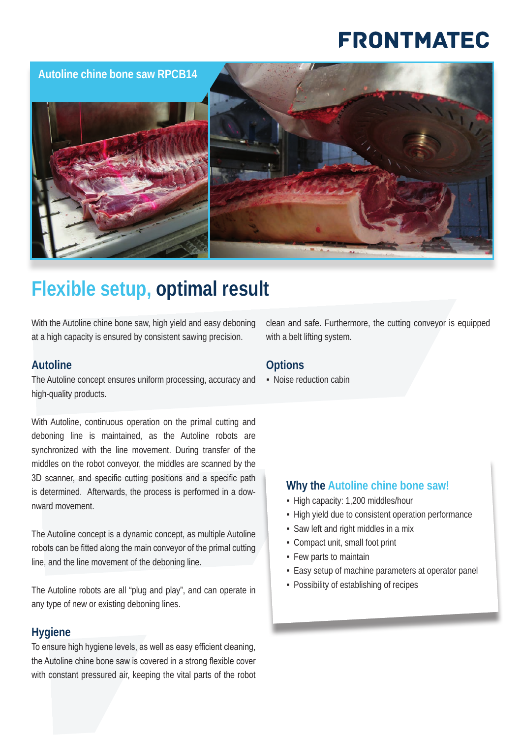# FRONTMATEC

## Autoline chine bone saw RPCB14

# Flexible setup, optimal result

With the Autoline chine bone saw, high yield and easy deboning at a high capacity is ensured by consistent sawing precision.

### Autoline

The Autoline concept ensures uniform processing, accuracy and high-quality products.

With Autoline, continuous operation on the primal cutting and deboning line is maintained, as the Autoline robots are synchronized with the line movement. During transfer of the middles on the robot conveyor, the middles are scanned by the 3D scanner, and specific cutting positions and a specific path is determined. Afterwards, the process is performed in a downward movement.

The Autoline concept is a dynamic concept, as multiple Autoline robots can be fitted along the main conveyor of the primal cutting line, and the line movement of the deboning line.

The Autoline robots are all "plug and play", and can operate in any type of new or existing deboning lines.

### Hygiene

To ensure high hygiene levels, as well as easy efficient cleaning, the Autoline chine bone saw is covered in a strong flexible cover with constant pressured air, keeping the vital parts of the robot clean and safe. Furthermore, the cutting conveyor is equipped with a belt lifting system.

### Options

- Noise reduction cabin

### Why the Autoline chine bone saw!

- High capacity: 1,200 middles/hour
- High yield due to consistent operation performance
- Saw left and right middles in a mix
- Compact unit, small foot print
- Few parts to maintain
- Easy setup of machine parameters at operator panel
- Possibility of establishing of recipes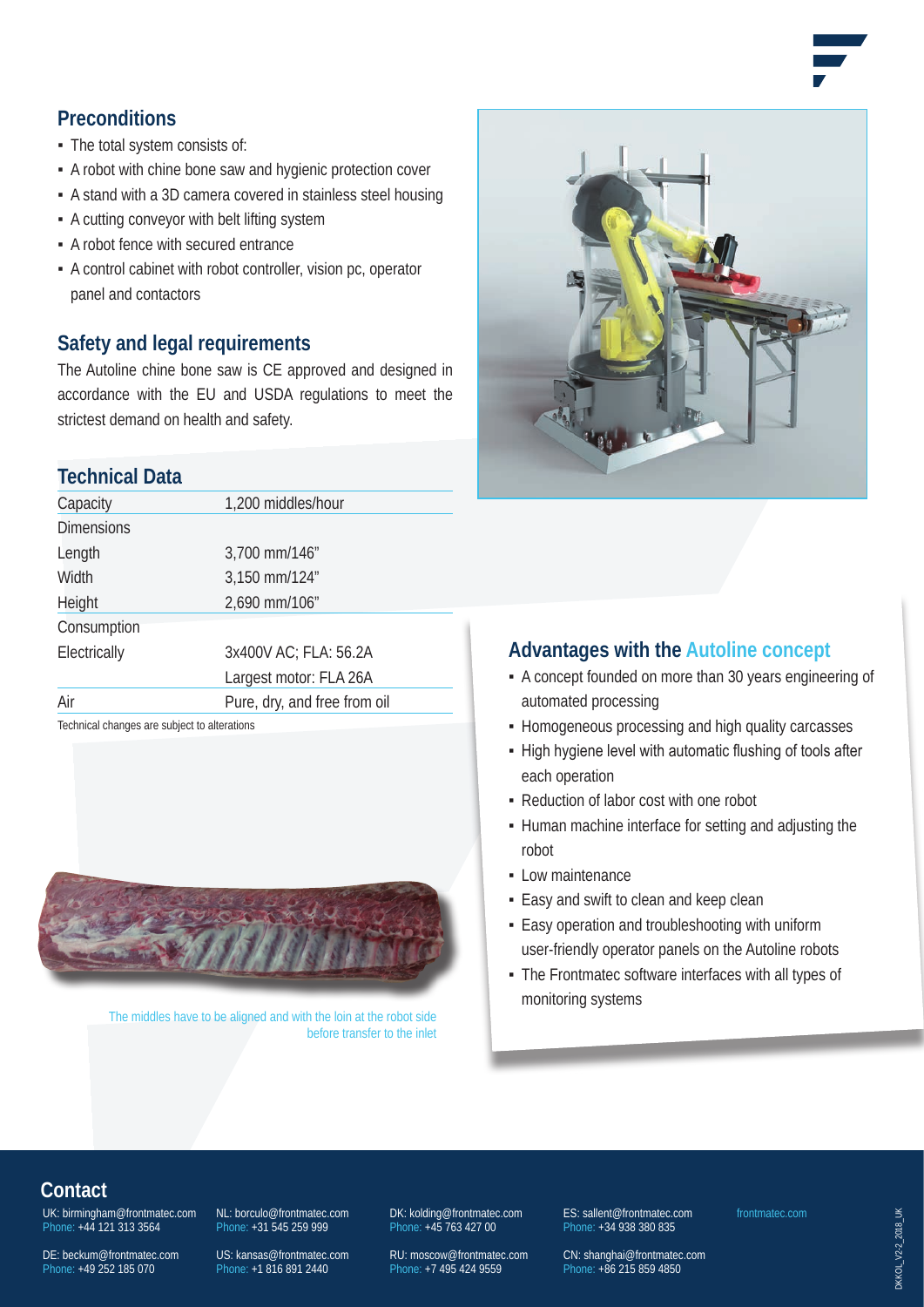## Preconditions

- The total system consists of:
- A robot with chine bone saw and hygienic protection cover
- A stand with a 3D camera covered in stainless steel housing
- A cutting conveyor with belt lifting system
- A robot fence with secured entrance
- A control cabinet with robot controller, vision pc, operator panel and contactors

## Safety and legal requirements

The Autoline chine bone saw is CE approved and designed in accordance with the EU and USDA regulations to meet the strictest demand on health and safety.

## Technical Data

| | |
|---|---|
| Capacity | 1,200 middles/hour |
| Dimensions | |
| Length | 3,700 mm/146" |
| Width | 3,150 mm/124" |
| Height | 2,690 mm/106" |
| Consumption | |
| Electrically | 3x400V AC; FLA: 56.2A |
| | Largest motor: FLA 26A |
| Air | Pure, dry, and free from oil |

Technical changes are subject to alterations

The middles have to be aligned and with the loin at the robot side before transfer to the inlet

## Advantages with the Autoline concept

- A concept founded on more than 30 years engineering of automated processing
- Homogeneous processing and high quality carcasses
- High hygiene level with automatic flushing of tools after each operation
- Reduction of labor cost with one robot
- Human machine interface for setting and adjusting the robot
- Low maintenance
- Easy and swift to clean and keep clean
- Easy operation and troubleshooting with uniform user-friendly operator panels on the Autoline robots
- The Frontmatec software interfaces with all types of monitoring systems

## Contact

UK: birmingham@frontmatec.com
Phone: +44 121 313 3564

DE: beckum@frontmatec.com
Phone: +49 252 185 070

NL: borculo@frontmatec.com
Phone: +31 545 259 999

US: kansas@frontmatec.com
Phone: +1 816 891 2440

DK: kolding@frontmatec.com
Phone: +45 763 427 00

RU: moscow@frontmatec.com
Phone: +7 495 424 9559

ES: sallent@frontmatec.com
Phone: +34 938 380 835

CN: shanghai@frontmatec.com
Phone: +86 215 859 4850

frontmatec.com

DKKOL_V2-2_2018_UK